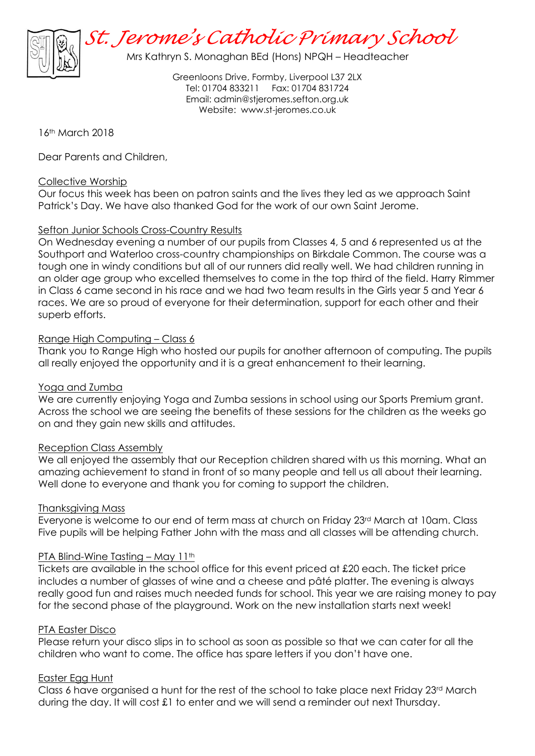# St. Jerome's Catholic Primary School

Mrs Kathryn S. Monaghan BEd (Hons) NPQH – Headteacher

Greenloons Drive, Formby, Liverpool L37 2LX
Tel: 01704 833211 Fax: 01704 831724
Email: admin@stjeromes.sefton.org.uk
Website: www.st-jeromes.co.uk

16th March 2018

Dear Parents and Children,

**Collective Worship**
Our focus this week has been on patron saints and the lives they led as we approach Saint Patrick's Day. We have also thanked God for the work of our own Saint Jerome.

**Sefton Junior Schools Cross-Country Results**
On Wednesday evening a number of our pupils from Classes 4, 5 and 6 represented us at the Southport and Waterloo cross-country championships on Birkdale Common. The course was a tough one in windy conditions but all of our runners did really well. We had children running in an older age group who excelled themselves to come in the top third of the field. Harry Rimmer in Class 6 came second in his race and we had two team results in the Girls year 5 and Year 6 races. We are so proud of everyone for their determination, support for each other and their superb efforts.

**Range High Computing – Class 6**
Thank you to Range High who hosted our pupils for another afternoon of computing. The pupils all really enjoyed the opportunity and it is a great enhancement to their learning.

**Yoga and Zumba**
We are currently enjoying Yoga and Zumba sessions in school using our Sports Premium grant. Across the school we are seeing the benefits of these sessions for the children as the weeks go on and they gain new skills and attitudes.

**Reception Class Assembly**
We all enjoyed the assembly that our Reception children shared with us this morning. What an amazing achievement to stand in front of so many people and tell us all about their learning. Well done to everyone and thank you for coming to support the children.

**Thanksgiving Mass**
Everyone is welcome to our end of term mass at church on Friday 23rd March at 10am. Class Five pupils will be helping Father John with the mass and all classes will be attending church.

**PTA Blind-Wine Tasting – May 11th**
Tickets are available in the school office for this event priced at £20 each. The ticket price includes a number of glasses of wine and a cheese and pâté platter. The evening is always really good fun and raises much needed funds for school. This year we are raising money to pay for the second phase of the playground. Work on the new installation starts next week!

**PTA Easter Disco**
Please return your disco slips in to school as soon as possible so that we can cater for all the children who want to come. The office has spare letters if you don't have one.

**Easter Egg Hunt**
Class 6 have organised a hunt for the rest of the school to take place next Friday 23rd March during the day. It will cost £1 to enter and we will send a reminder out next Thursday.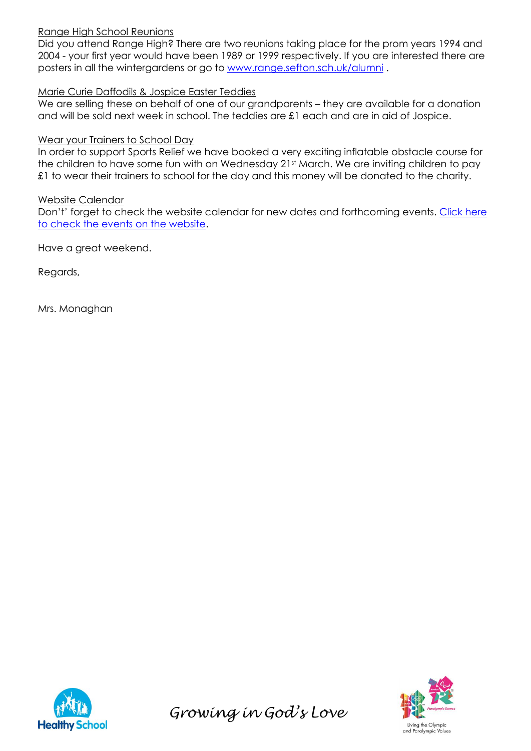Range High School Reunions

Did you attend Range High? There are two reunions taking place for the prom years 1994 and 2004 - your first year would have been 1989 or 1999 respectively. If you are interested there are posters in all the wintergardens or go to [www.range.sefton.sch.uk/alumni](www.range.sefton.sch.uk/alumni) .

Marie Curie Daffodils & Jospice Easter Teddies

We are selling these on behalf of one of our grandparents – they are available for a donation and will be sold next week in school. The teddies are £1 each and are in aid of Jospice.

Wear your Trainers to School Day

In order to support Sports Relief we have booked a very exciting inflatable obstacle course for the children to have some fun with on Wednesday 21st March. We are inviting children to pay £1 to wear their trainers to school for the day and this money will be donated to the charity.

Website Calendar

Don't' forget to check the website calendar for new dates and forthcoming events. Click here to check the events on the website.

Have a great weekend.

Regards,

Mrs. Monaghan

*Growing in God's Love*